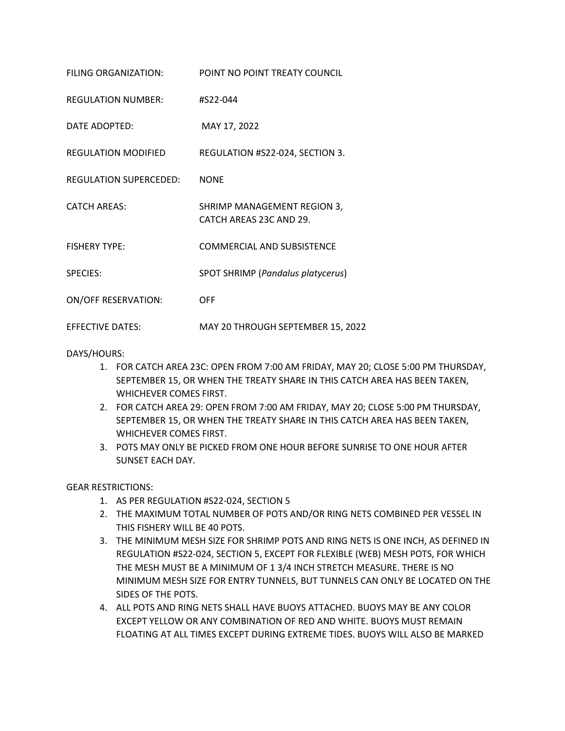FILING ORGANIZATION: POINT NO POINT TREATY COUNCIL

REGULATION NUMBER: #S22-044

DATE ADOPTED: MAY 17, 2022

REGULATION MODIFIED REGULATION #S22-024, SECTION 3.

REGULATION SUPERCEDED: NONE

CATCH AREAS: SHRIMP MANAGEMENT REGION 3, CATCH AREAS 23C AND 29.

FISHERY TYPE: COMMERCIAL AND SUBSISTENCE

SPECIES: SPOT SHRIMP (*Pandalus platycerus*)

ON/OFF RESERVATION: OFF

EFFECTIVE DATES: MAY 20 THROUGH SEPTEMBER 15, 2022

DAYS/HOURS:

1. FOR CATCH AREA 23C: OPEN FROM 7:00 AM FRIDAY, MAY 20; CLOSE 5:00 PM THURSDAY, SEPTEMBER 15, OR WHEN THE TREATY SHARE IN THIS CATCH AREA HAS BEEN TAKEN, WHICHEVER COMES FIRST.
2. FOR CATCH AREA 29: OPEN FROM 7:00 AM FRIDAY, MAY 20; CLOSE 5:00 PM THURSDAY, SEPTEMBER 15, OR WHEN THE TREATY SHARE IN THIS CATCH AREA HAS BEEN TAKEN, WHICHEVER COMES FIRST.
3. POTS MAY ONLY BE PICKED FROM ONE HOUR BEFORE SUNRISE TO ONE HOUR AFTER SUNSET EACH DAY.

GEAR RESTRICTIONS:

1. AS PER REGULATION #S22-024, SECTION 5
2. THE MAXIMUM TOTAL NUMBER OF POTS AND/OR RING NETS COMBINED PER VESSEL IN THIS FISHERY WILL BE 40 POTS.
3. THE MINIMUM MESH SIZE FOR SHRIMP POTS AND RING NETS IS ONE INCH, AS DEFINED IN REGULATION #S22-024, SECTION 5, EXCEPT FOR FLEXIBLE (WEB) MESH POTS, FOR WHICH THE MESH MUST BE A MINIMUM OF 1 3/4 INCH STRETCH MEASURE. THERE IS NO MINIMUM MESH SIZE FOR ENTRY TUNNELS, BUT TUNNELS CAN ONLY BE LOCATED ON THE SIDES OF THE POTS.
4. ALL POTS AND RING NETS SHALL HAVE BUOYS ATTACHED. BUOYS MAY BE ANY COLOR EXCEPT YELLOW OR ANY COMBINATION OF RED AND WHITE. BUOYS MUST REMAIN FLOATING AT ALL TIMES EXCEPT DURING EXTREME TIDES. BUOYS WILL ALSO BE MARKED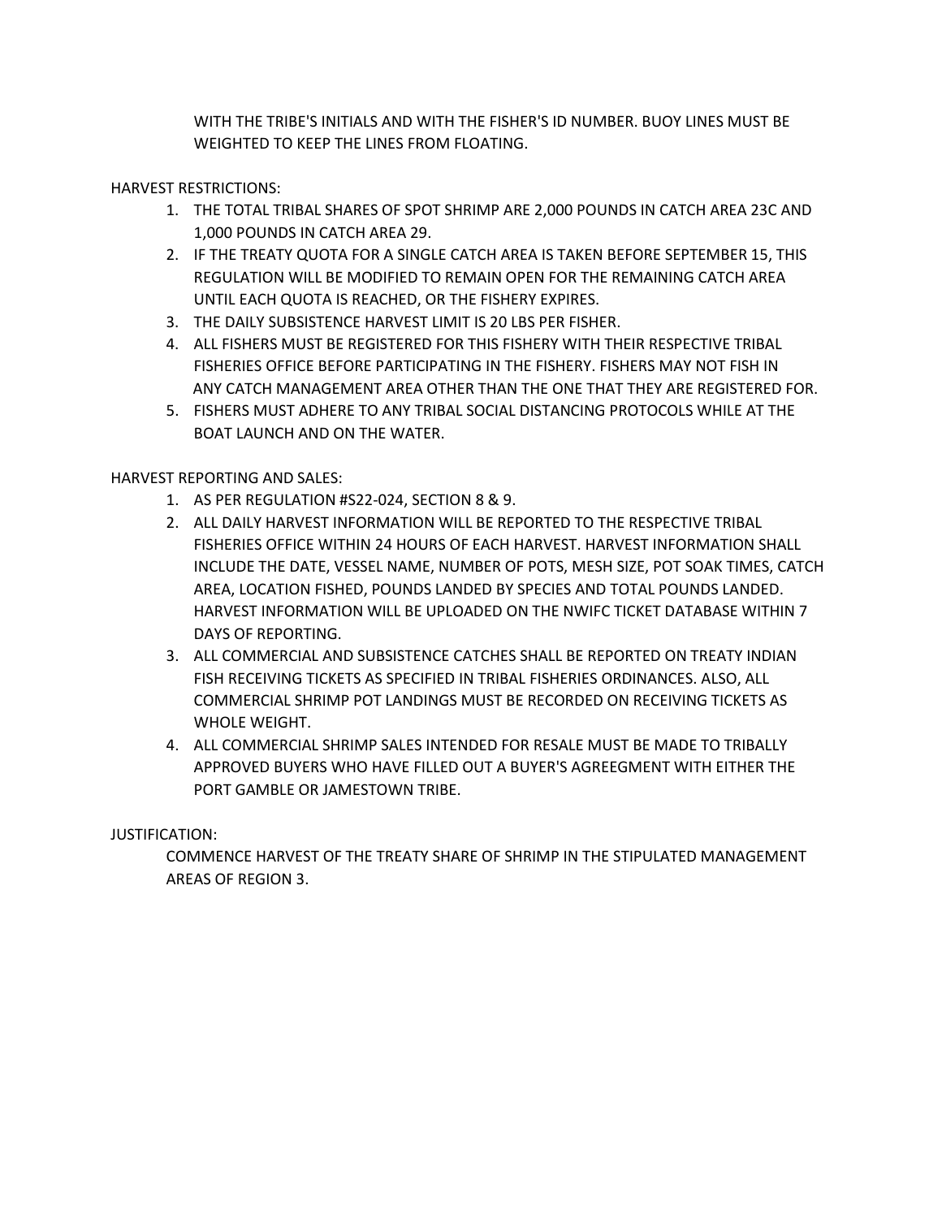WITH THE TRIBE'S INITIALS AND WITH THE FISHER'S ID NUMBER. BUOY LINES MUST BE WEIGHTED TO KEEP THE LINES FROM FLOATING.

HARVEST RESTRICTIONS:

1. THE TOTAL TRIBAL SHARES OF SPOT SHRIMP ARE 2,000 POUNDS IN CATCH AREA 23C AND 1,000 POUNDS IN CATCH AREA 29.
2. IF THE TREATY QUOTA FOR A SINGLE CATCH AREA IS TAKEN BEFORE SEPTEMBER 15, THIS REGULATION WILL BE MODIFIED TO REMAIN OPEN FOR THE REMAINING CATCH AREA UNTIL EACH QUOTA IS REACHED, OR THE FISHERY EXPIRES.
3. THE DAILY SUBSISTENCE HARVEST LIMIT IS 20 LBS PER FISHER.
4. ALL FISHERS MUST BE REGISTERED FOR THIS FISHERY WITH THEIR RESPECTIVE TRIBAL FISHERIES OFFICE BEFORE PARTICIPATING IN THE FISHERY. FISHERS MAY NOT FISH IN ANY CATCH MANAGEMENT AREA OTHER THAN THE ONE THAT THEY ARE REGISTERED FOR.
5. FISHERS MUST ADHERE TO ANY TRIBAL SOCIAL DISTANCING PROTOCOLS WHILE AT THE BOAT LAUNCH AND ON THE WATER.

HARVEST REPORTING AND SALES:

1. AS PER REGULATION #S22-024, SECTION 8 & 9.
2. ALL DAILY HARVEST INFORMATION WILL BE REPORTED TO THE RESPECTIVE TRIBAL FISHERIES OFFICE WITHIN 24 HOURS OF EACH HARVEST. HARVEST INFORMATION SHALL INCLUDE THE DATE, VESSEL NAME, NUMBER OF POTS, MESH SIZE, POT SOAK TIMES, CATCH AREA, LOCATION FISHED, POUNDS LANDED BY SPECIES AND TOTAL POUNDS LANDED. HARVEST INFORMATION WILL BE UPLOADED ON THE NWIFC TICKET DATABASE WITHIN 7 DAYS OF REPORTING.
3. ALL COMMERCIAL AND SUBSISTENCE CATCHES SHALL BE REPORTED ON TREATY INDIAN FISH RECEIVING TICKETS AS SPECIFIED IN TRIBAL FISHERIES ORDINANCES. ALSO, ALL COMMERCIAL SHRIMP POT LANDINGS MUST BE RECORDED ON RECEIVING TICKETS AS WHOLE WEIGHT.
4. ALL COMMERCIAL SHRIMP SALES INTENDED FOR RESALE MUST BE MADE TO TRIBALLY APPROVED BUYERS WHO HAVE FILLED OUT A BUYER'S AGREEGMENT WITH EITHER THE PORT GAMBLE OR JAMESTOWN TRIBE.

JUSTIFICATION:

COMMENCE HARVEST OF THE TREATY SHARE OF SHRIMP IN THE STIPULATED MANAGEMENT AREAS OF REGION 3.